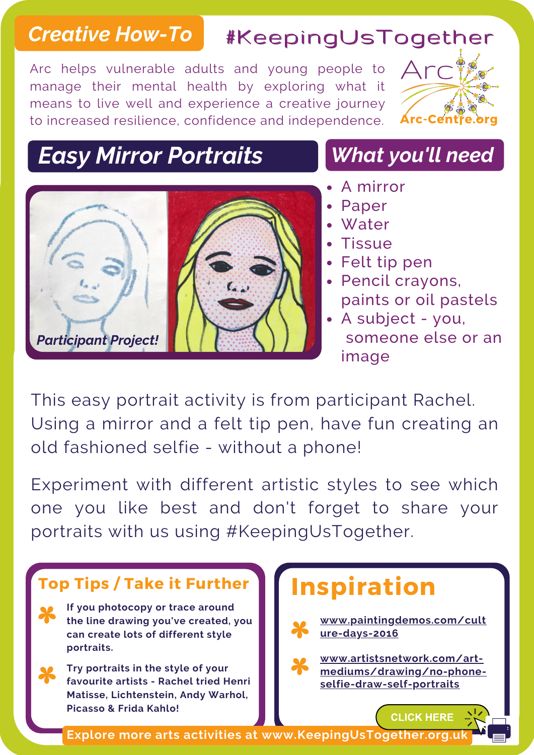**Creative How-To**

# #KeepingUsTogether

Arc helps vulnerable adults and young people to manage their mental health by exploring what it means to live well and experience a creative journey to increased resilience, confidence and independence.

Arc-Centre.org

## Easy Mirror Portraits

*Participant Project!*

## What you'll need

- A mirror
- Paper
- Water
- Tissue
- Felt tip pen
- Pencil crayons, paints or oil pastels
- A subject - you, someone else or an image

This easy portrait activity is from participant Rachel. Using a mirror and a felt tip pen, have fun creating an old fashioned selfie - without a phone!

Experiment with different artistic styles to see which one you like best and don't forget to share your portraits with us using #KeepingUsTogether.

### Top Tips / Take it Further

* **If you photocopy or trace around the line drawing you've created, you can create lots of different style portraits.**
* **Try portraits in the style of your favourite artists - Rachel tried Henri Matisse, Lichtenstein, Andy Warhol, Picasso & Frida Kahlo!**

### Inspiration

* www.paintingdemos.com/culture-days-2016
* www.artistsnetwork.com/art-mediums/drawing/no-phone-selfie-draw-self-portraits

CLICK HERE

Explore more arts activities at www.KeepingUsTogether.org.uk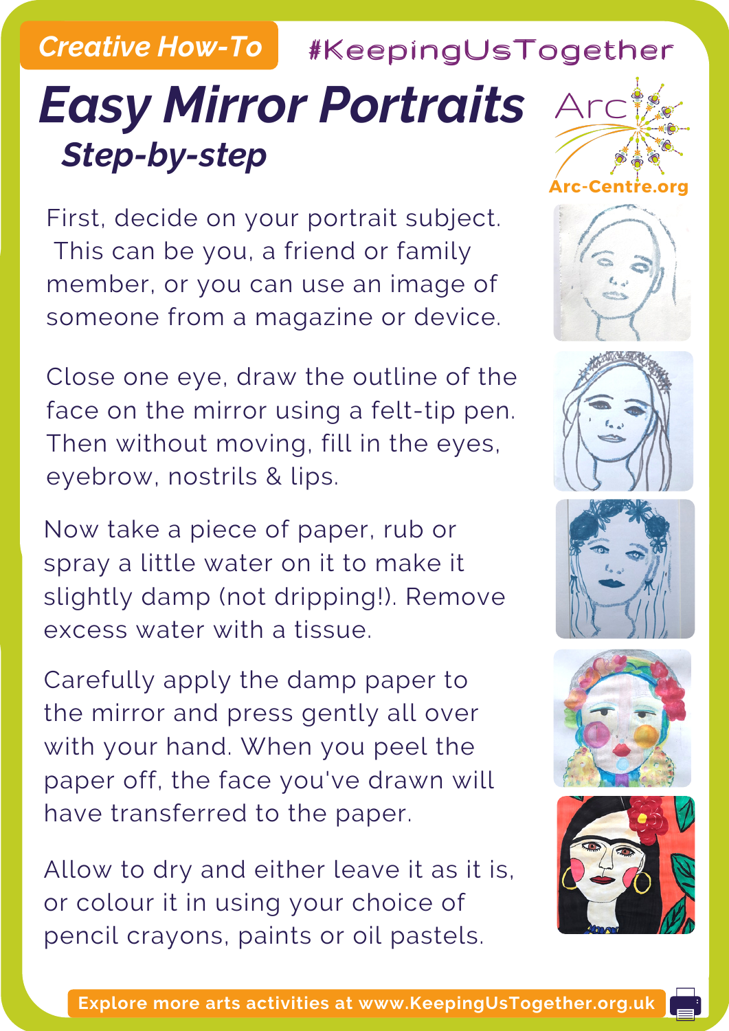Creative How-To

#KeepingUsTogether

# Easy Mirror Portraits

## *Step-by-step*

Arc

Arc-Centre.org

First, decide on your portrait subject. This can be you, a friend or family member, or you can use an image of someone from a magazine or device.

Close one eye, draw the outline of the face on the mirror using a felt-tip pen. Then without moving, fill in the eyes, eyebrow, nostrils & lips.

Now take a piece of paper, rub or spray a little water on it to make it slightly damp (not dripping!). Remove excess water with a tissue.

Carefully apply the damp paper to the mirror and press gently all over with your hand. When you peel the paper off, the face you've drawn will have transferred to the paper.

Allow to dry and either leave it as it is, or colour it in using your choice of pencil crayons, paints or oil pastels.

**Explore more arts activities at www.KeepingUsTogether.org.uk**